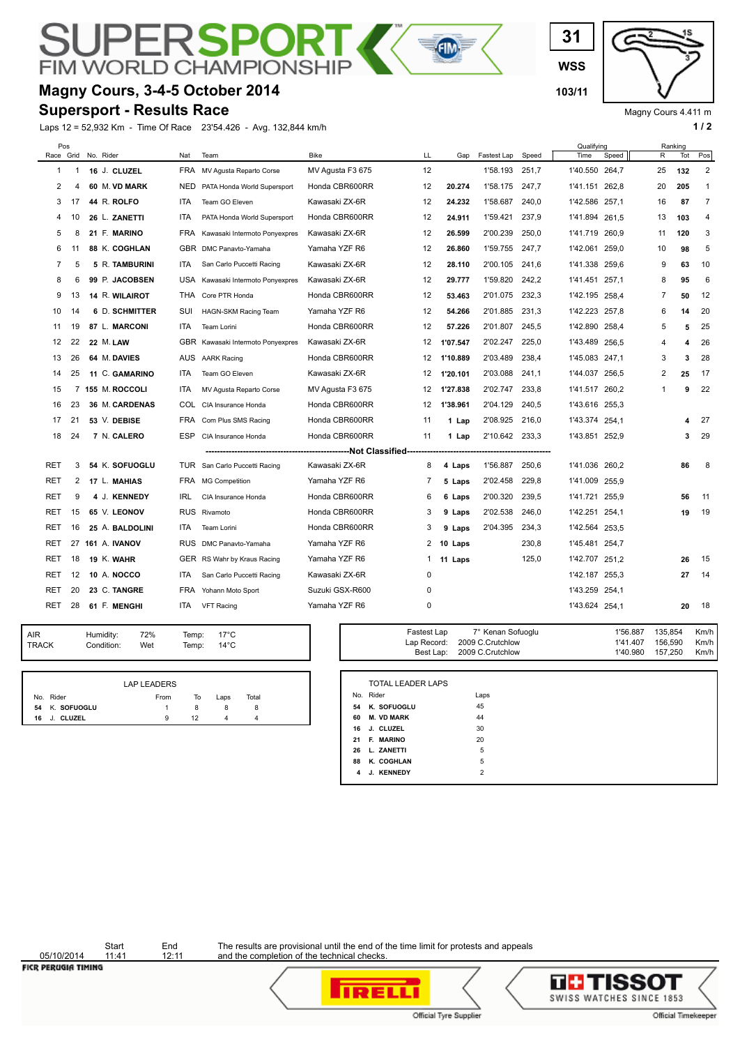# SUPERSPORT FIM WORLD CHAMPIONSHIP

31
WSS
103/11

## Magny Cours, 3-4-5 October 2014

## Supersport - Results Race

Magny Cours 4.411 m

Laps 12 = 52,932 Km - Time Of Race 23'54.426 - Avg. 132,844 km/h

| Pos | | | | | | | | | | | | Qualifying | | Ranking | | |
|---|---|---|---|---|---|---|---|---|---|---|---|---|---|---|---|---|
| Race | Grid | No. | Rider | Nat | Team | Bike | LL | Gap | Fastest Lap | Speed | | Time | Speed | R | Tot | Pos |
| 1 | 1 | 16 | J. CLUZEL | FRA | MV Agusta Reparto Corse | MV Agusta F3 675 | 12 | | 1'58.193 | 251,7 | | 1'40.550 | 264,7 | 25 | 132 | 2 |
| 2 | 4 | 60 | M. VD MARK | NED | PATA Honda World Supersport | Honda CBR600RR | 12 | 20.274 | 1'58.175 | 247,7 | | 1'41.151 | 262,8 | 20 | 205 | 1 |
| 3 | 17 | 44 | R. ROLFO | ITA | Team GO Eleven | Kawasaki ZX-6R | 12 | 24.232 | 1'58.687 | 240,0 | | 1'42.586 | 257,1 | 16 | 87 | 7 |
| 4 | 10 | 26 | L. ZANETTI | ITA | PATA Honda World Supersport | Honda CBR600RR | 12 | 24.911 | 1'59.421 | 237,9 | | 1'41.894 | 261,5 | 13 | 103 | 4 |
| 5 | 8 | 21 | F. MARINO | FRA | Kawasaki Intermoto Ponyexpres | Kawasaki ZX-6R | 12 | 26.599 | 2'00.239 | 250,0 | | 1'41.719 | 260,9 | 11 | 120 | 3 |
| 6 | 11 | 88 | K. COGHLAN | GBR | DMC Panavto-Yamaha | Yamaha YZF R6 | 12 | 26.860 | 1'59.755 | 247,7 | | 1'42.061 | 259,0 | 10 | 98 | 5 |
| 7 | 5 | 5 | R. TAMBURINI | ITA | San Carlo Puccetti Racing | Kawasaki ZX-6R | 12 | 28.110 | 2'00.105 | 241,6 | | 1'41.338 | 259,6 | 9 | 63 | 10 |
| 8 | 6 | 99 | P. JACOBSEN | USA | Kawasaki Intermoto Ponyexpres | Kawasaki ZX-6R | 12 | 29.777 | 1'59.820 | 242,2 | | 1'41.451 | 257,1 | 8 | 95 | 6 |
| 9 | 13 | 14 | R. WILAIROT | THA | Core PTR Honda | Honda CBR600RR | 12 | 53.463 | 2'01.075 | 232,3 | | 1'42.195 | 258,4 | 7 | 50 | 12 |
| 10 | 14 | 6 | D. SCHMITTER | SUI | HAGN-SKM Racing Team | Yamaha YZF R6 | 12 | 54.266 | 2'01.885 | 231,3 | | 1'42.223 | 257,8 | 6 | 14 | 20 |
| 11 | 19 | 87 | L. MARCONI | ITA | Team Lorini | Honda CBR600RR | 12 | 57.226 | 2'01.807 | 245,5 | | 1'42.890 | 258,4 | 5 | 5 | 25 |
| 12 | 22 | 22 | M. LAW | GBR | Kawasaki Intermoto Ponyexpres | Kawasaki ZX-6R | 12 | 1'07.547 | 2'02.247 | 225,0 | | 1'43.489 | 256,5 | 4 | 4 | 26 |
| 13 | 26 | 64 | M. DAVIES | AUS | AARK Racing | Honda CBR600RR | 12 | 1'10.889 | 2'03.489 | 238,4 | | 1'45.083 | 247,1 | 3 | 3 | 28 |
| 14 | 25 | 11 | C. GAMARINO | ITA | Team GO Eleven | Kawasaki ZX-6R | 12 | 1'20.101 | 2'03.088 | 241,1 | | 1'44.037 | 256,5 | 2 | 25 | 17 |
| 15 | 7 | 155 | M. ROCCOLI | ITA | MV Agusta Reparto Corse | MV Agusta F3 675 | 12 | 1'27.838 | 2'02.747 | 233,8 | | 1'41.517 | 260,2 | 1 | 9 | 22 |
| 16 | 23 | 36 | M. CARDENAS | COL | CIA Insurance Honda | Honda CBR600RR | 12 | 1'38.961 | 2'04.129 | 240,5 | | 1'43.616 | 255,3 | | | |
| 17 | 21 | 53 | V. DEBISE | FRA | Com Plus SMS Racing | Honda CBR600RR | 11 | 1 Lap | 2'08.925 | 216,0 | | 1'43.374 | 254,1 | | 4 | 27 |
| 18 | 24 | 7 | N. CALERO | ESP | CIA Insurance Honda | Honda CBR600RR | 11 | 1 Lap | 2'10.642 | 233,3 | | 1'43.851 | 252,9 | | 3 | 29 |
| | | | | | | Not Classified | | | | | | | | | | |
| RET | 3 | 54 | K. SOFUOGLU | TUR | San Carlo Puccetti Racing | Kawasaki ZX-6R | 8 | 4 Laps | 1'56.887 | 250,6 | | 1'41.036 | 260,2 | | 86 | 8 |
| RET | 2 | 17 | L. MAHIAS | FRA | MG Competition | Yamaha YZF R6 | 7 | 5 Laps | 2'02.458 | 229,8 | | 1'41.009 | 255,9 | | | |
| RET | 9 | 4 | J. KENNEDY | IRL | CIA Insurance Honda | Honda CBR600RR | 6 | 6 Laps | 2'00.320 | 239,5 | | 1'41.721 | 255,9 | | 56 | 11 |
| RET | 15 | 65 | V. LEONOV | RUS | Rivamoto | Honda CBR600RR | 3 | 9 Laps | 2'02.538 | 246,0 | | 1'42.251 | 254,1 | | 19 | 19 |
| RET | 16 | 25 | A. BALDOLINI | ITA | Team Lorini | Honda CBR600RR | 3 | 9 Laps | 2'04.395 | 234,3 | | 1'42.564 | 253,5 | | | |
| RET | 27 | 161 | A. IVANOV | RUS | DMC Panavto-Yamaha | Yamaha YZF R6 | 2 | 10 Laps | | 230,8 | | 1'45.481 | 254,7 | | | |
| RET | 18 | 19 | K. WAHR | GER | RS Wahr by Kraus Racing | Yamaha YZF R6 | 1 | 11 Laps | | 125,0 | | 1'42.707 | 251,2 | | 26 | 15 |
| RET | 12 | 10 | A. NOCCO | ITA | San Carlo Puccetti Racing | Kawasaki ZX-6R | 0 | | | | | 1'42.187 | 255,3 | | 27 | 14 |
| RET | 20 | 23 | C. TANGRE | FRA | Yohann Moto Sport | Suzuki GSX-R600 | 0 | | | | | 1'43.259 | 254,1 | | | |
| RET | 28 | 61 | F. MENGHI | ITA | VFT Racing | Yamaha YZF R6 | 0 | | | | | 1'43.624 | 254,1 | | 20 | 18 |

| | | | | |
|---|---|---|---|---|
| AIR | Humidity: | 72% | Temp: | 17°C |
| TRACK | Condition: | Wet | Temp: | 14°C |

| | | | | |
|---|---|---|---|---|
| Fastest Lap | 7° Kenan Sofuoglu | 1'56.887 | 135,854 | Km/h |
| Lap Record: | 2009 C.Crutchlow | 1'41.407 | 156,590 | Km/h |
| Best Lap: | 2009 C.Crutchlow | 1'40.980 | 157,250 | Km/h |

LAP LEADERS

| No. | Rider | From | To | Laps | Total |
|---|---|---|---|---|---|
| 54 | K. SOFUOGLU | 1 | 8 | 8 | 8 |
| 16 | J. CLUZEL | 9 | 12 | 4 | 4 |

TOTAL LEADER LAPS

| No. | Rider | Laps |
|---|---|---|
| 54 | K. SOFUOGLU | 45 |
| 60 | M. VD MARK | 44 |
| 16 | J. CLUZEL | 30 |
| 21 | F. MARINO | 20 |
| 26 | L. ZANETTI | 5 |
| 88 | K. COGHLAN | 5 |
| 4 | J. KENNEDY | 2 |

| | Start | End |
|---|---|---|
| 05/10/2014 | 11:41 | 12:11 |

The results are provisional until the end of the time limit for protests and appeals and the completion of the technical checks.

FICR PERUGIA TIMING

PIRELLI Official Tyre Supplier

TISSOT SWISS WATCHES SINCE 1853 Official Timekeeper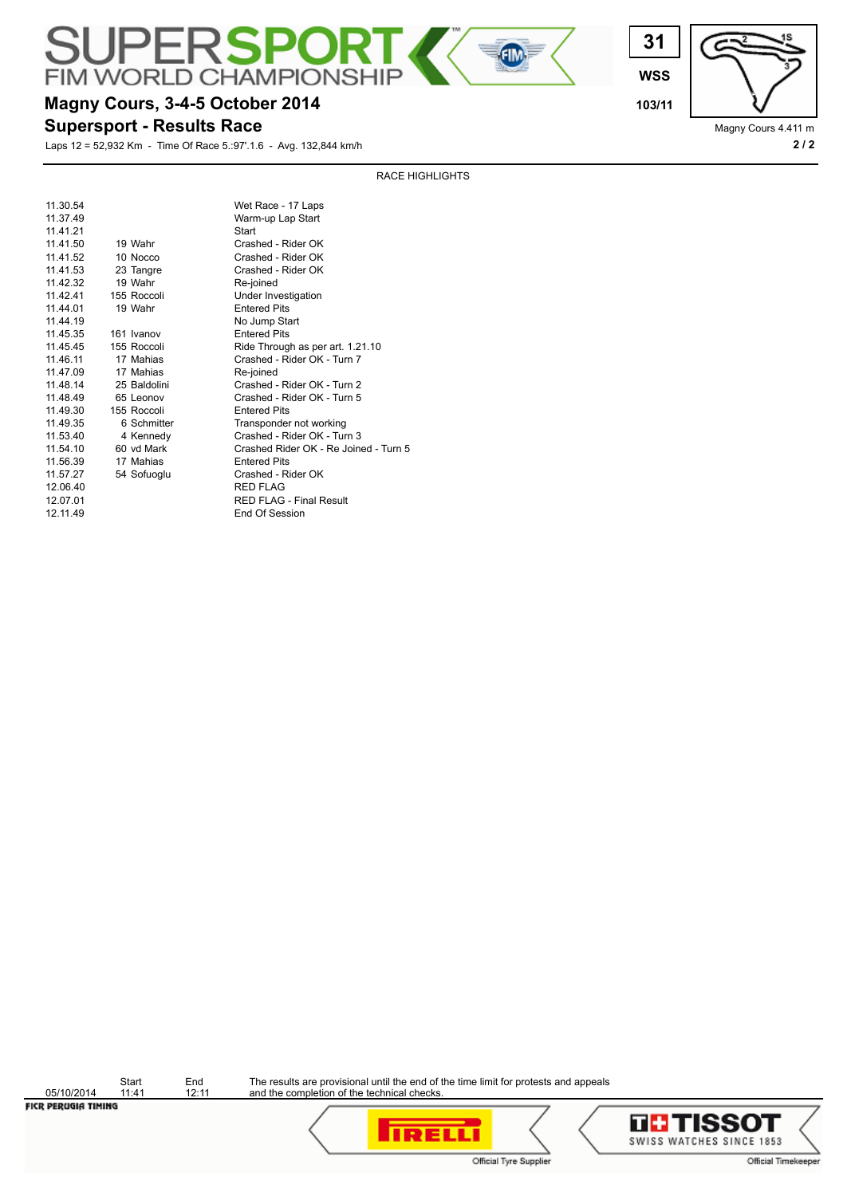# SUPERSPORT FIM WORLD CHAMPIONSHIP

## Magny Cours, 3-4-5 October 2014

## Supersport - Results Race

Laps 12 = 52,932 Km - Time Of Race 5.:97'.1.6 - Avg. 132,844 km/h

31

WSS

103/11

Magny Cours 4.411 m

RACE HIGHLIGHTS

| | | |
|---|---|---|
| 11.30.54 | | Wet Race - 17 Laps |
| 11.37.49 | | Warm-up Lap Start |
| 11.41.21 | | Start |
| 11.41.50 | 19 Wahr | Crashed - Rider OK |
| 11.41.52 | 10 Nocco | Crashed - Rider OK |
| 11.41.53 | 23 Tangre | Crashed - Rider OK |
| 11.42.32 | 19 Wahr | Re-joined |
| 11.42.41 | 155 Roccoli | Under Investigation |
| 11.44.01 | 19 Wahr | Entered Pits |
| 11.44.19 | | No Jump Start |
| 11.45.35 | 161 Ivanov | Entered Pits |
| 11.45.45 | 155 Roccoli | Ride Through as per art. 1.21.10 |
| 11.46.11 | 17 Mahias | Crashed - Rider OK - Turn 7 |
| 11.47.09 | 17 Mahias | Re-joined |
| 11.48.14 | 25 Baldolini | Crashed - Rider OK - Turn 2 |
| 11.48.49 | 65 Leonov | Crashed - Rider OK - Turn 5 |
| 11.49.30 | 155 Roccoli | Entered Pits |
| 11.49.35 | 6 Schmitter | Transponder not working |
| 11.53.40 | 4 Kennedy | Crashed - Rider OK - Turn 3 |
| 11.54.10 | 60 vd Mark | Crashed Rider OK - Re Joined - Turn 5 |
| 11.56.39 | 17 Mahias | Entered Pits |
| 11.57.27 | 54 Sofuoglu | Crashed - Rider OK |
| 12.06.40 | | RED FLAG |
| 12.07.01 | | RED FLAG - Final Result |
| 12.11.49 | | End Of Session |

| | Start | End |
|---|---|---|
| 05/10/2014 | 11:41 | 12:11 |

The results are provisional until the end of the time limit for protests and appeals and the completion of the technical checks.

FICR PERUGIA TIMING

Official Tyre Supplier

Official Timekeeper